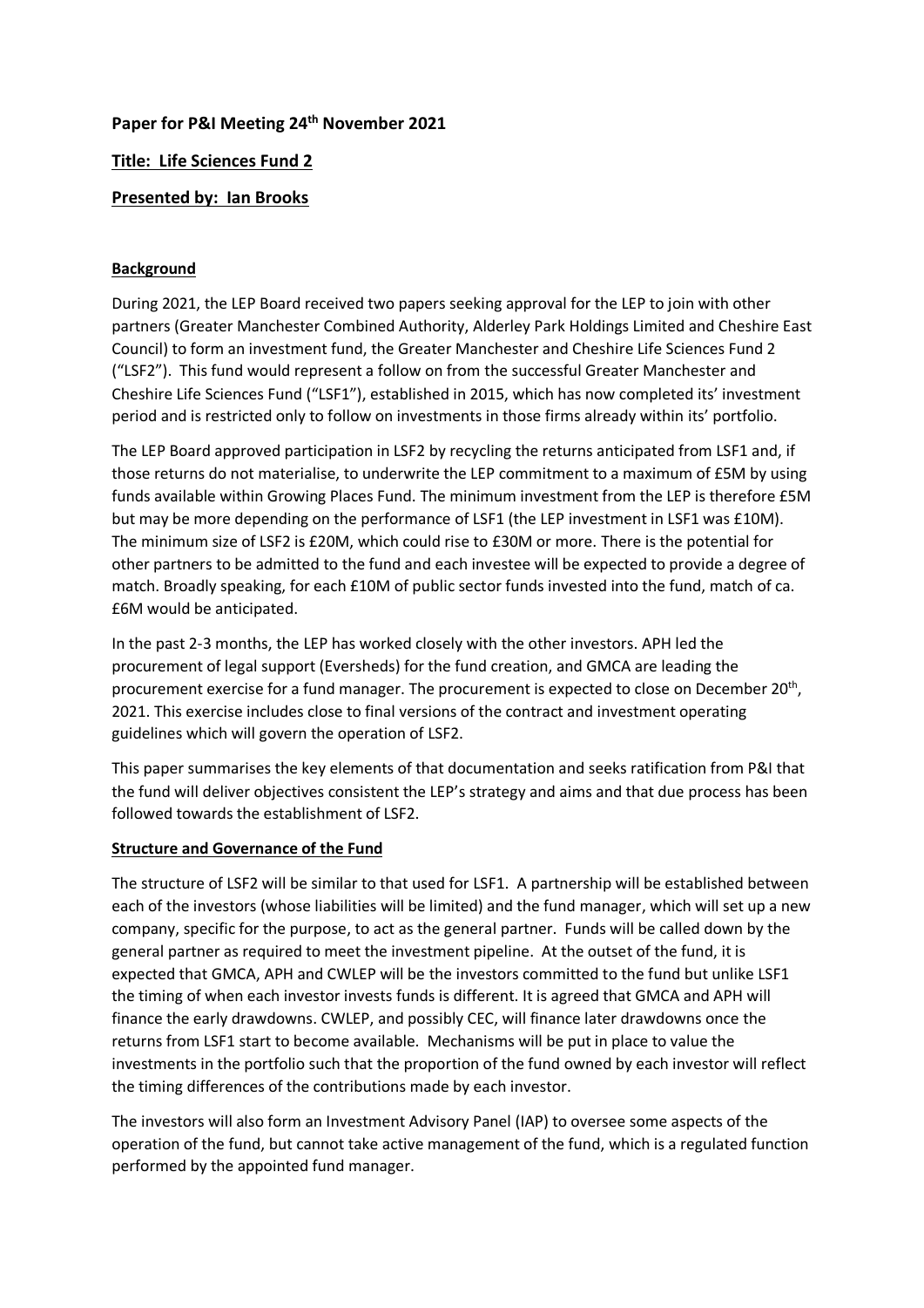**Paper for P&I Meeting 24th November 2021**

**Title: Life Sciences Fund 2**

**Presented by: Ian Brooks**

**Background**

During 2021, the LEP Board received two papers seeking approval for the LEP to join with other partners (Greater Manchester Combined Authority, Alderley Park Holdings Limited and Cheshire East Council) to form an investment fund, the Greater Manchester and Cheshire Life Sciences Fund 2 ("LSF2"). This fund would represent a follow on from the successful Greater Manchester and Cheshire Life Sciences Fund ("LSF1"), established in 2015, which has now completed its' investment period and is restricted only to follow on investments in those firms already within its' portfolio.

The LEP Board approved participation in LSF2 by recycling the returns anticipated from LSF1 and, if those returns do not materialise, to underwrite the LEP commitment to a maximum of £5M by using funds available within Growing Places Fund. The minimum investment from the LEP is therefore £5M but may be more depending on the performance of LSF1 (the LEP investment in LSF1 was £10M). The minimum size of LSF2 is £20M, which could rise to £30M or more. There is the potential for other partners to be admitted to the fund and each investee will be expected to provide a degree of match. Broadly speaking, for each £10M of public sector funds invested into the fund, match of ca. £6M would be anticipated.

In the past 2-3 months, the LEP has worked closely with the other investors. APH led the procurement of legal support (Eversheds) for the fund creation, and GMCA are leading the procurement exercise for a fund manager. The procurement is expected to close on December 20th, 2021. This exercise includes close to final versions of the contract and investment operating guidelines which will govern the operation of LSF2.

This paper summarises the key elements of that documentation and seeks ratification from P&I that the fund will deliver objectives consistent the LEP's strategy and aims and that due process has been followed towards the establishment of LSF2.

**Structure and Governance of the Fund**

The structure of LSF2 will be similar to that used for LSF1. A partnership will be established between each of the investors (whose liabilities will be limited) and the fund manager, which will set up a new company, specific for the purpose, to act as the general partner. Funds will be called down by the general partner as required to meet the investment pipeline. At the outset of the fund, it is expected that GMCA, APH and CWLEP will be the investors committed to the fund but unlike LSF1 the timing of when each investor invests funds is different. It is agreed that GMCA and APH will finance the early drawdowns. CWLEP, and possibly CEC, will finance later drawdowns once the returns from LSF1 start to become available. Mechanisms will be put in place to value the investments in the portfolio such that the proportion of the fund owned by each investor will reflect the timing differences of the contributions made by each investor.

The investors will also form an Investment Advisory Panel (IAP) to oversee some aspects of the operation of the fund, but cannot take active management of the fund, which is a regulated function performed by the appointed fund manager.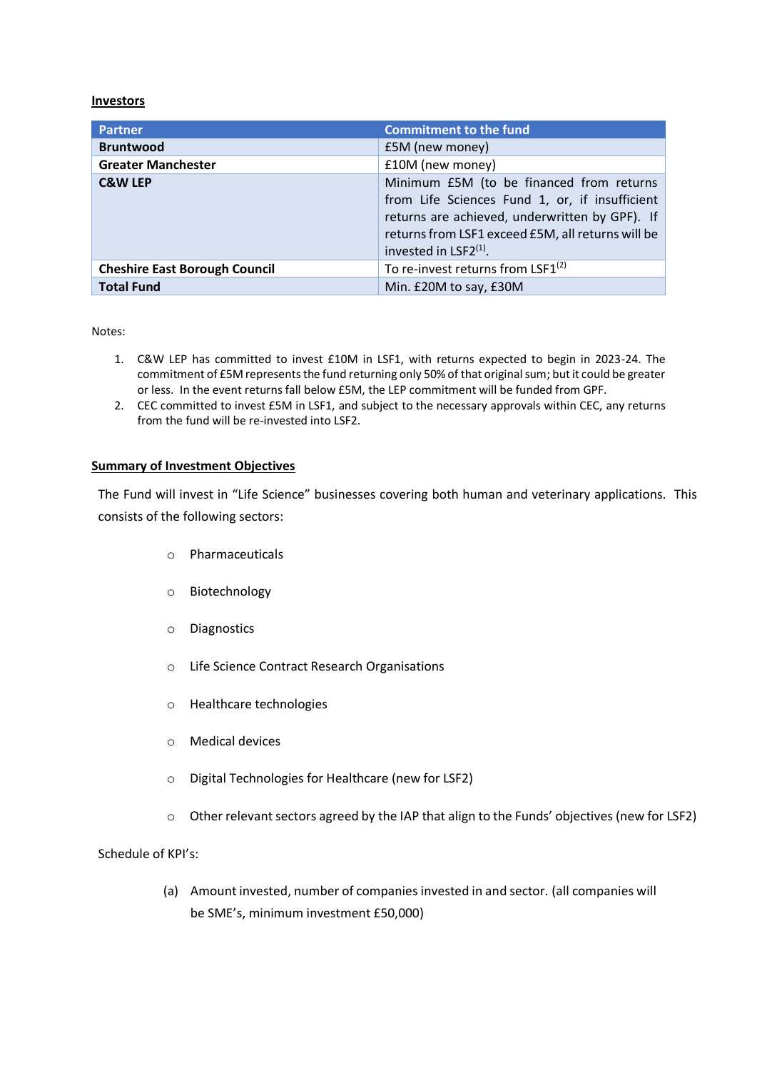**Investors**

| Partner | Commitment to the fund |
|---|---|
| **Bruntwood** | £5M (new money) |
| **Greater Manchester** | £10M (new money) |
| **C&W LEP** | Minimum £5M (to be financed from returns from Life Sciences Fund 1, or, if insufficient returns are achieved, underwritten by GPF). If returns from LSF1 exceed £5M, all returns will be invested in LSF2[1]. |
| **Cheshire East Borough Council** | To re-invest returns from LSF1[2] |
| **Total Fund** | Min. £20M to say, £30M |

Notes:

1. C&W LEP has committed to invest £10M in LSF1, with returns expected to begin in 2023-24. The commitment of £5M represents the fund returning only 50% of that original sum; but it could be greater or less. In the event returns fall below £5M, the LEP commitment will be funded from GPF.
2. CEC committed to invest £5M in LSF1, and subject to the necessary approvals within CEC, any returns from the fund will be re-invested into LSF2.

**Summary of Investment Objectives**

The Fund will invest in "Life Science" businesses covering both human and veterinary applications. This consists of the following sectors:

- Pharmaceuticals
- Biotechnology
- Diagnostics
- Life Science Contract Research Organisations
- Healthcare technologies
- Medical devices
- Digital Technologies for Healthcare (new for LSF2)
- Other relevant sectors agreed by the IAP that align to the Funds' objectives (new for LSF2)

Schedule of KPI's:

(a) Amount invested, number of companies invested in and sector. (all companies will be SME's, minimum investment £50,000)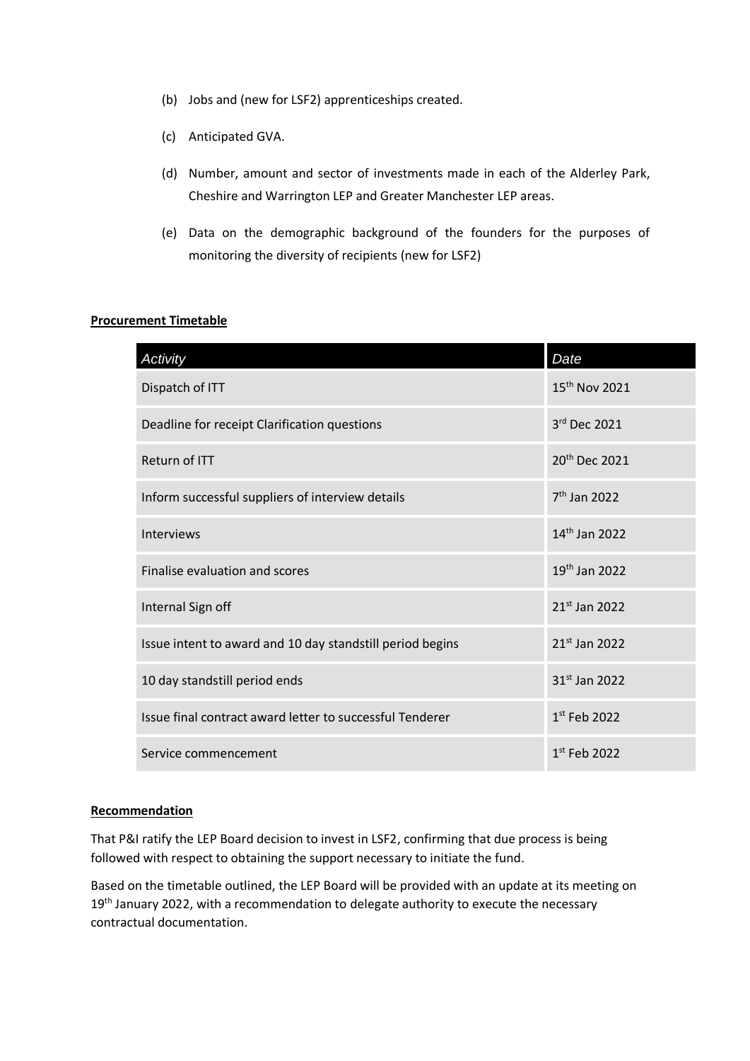(b) Jobs and (new for LSF2) apprenticeships created.

(c) Anticipated GVA.

(d) Number, amount and sector of investments made in each of the Alderley Park, Cheshire and Warrington LEP and Greater Manchester LEP areas.

(e) Data on the demographic background of the founders for the purposes of monitoring the diversity of recipients (new for LSF2)

**Procurement Timetable**

| *Activity* | *Date* |
|---|---|
| Dispatch of ITT | 15th Nov 2021 |
| Deadline for receipt Clarification questions | 3rd Dec 2021 |
| Return of ITT | 20th Dec 2021 |
| Inform successful suppliers of interview details | 7th Jan 2022 |
| Interviews | 14th Jan 2022 |
| Finalise evaluation and scores | 19th Jan 2022 |
| Internal Sign off | 21st Jan 2022 |
| Issue intent to award and 10 day standstill period begins | 21st Jan 2022 |
| 10 day standstill period ends | 31st Jan 2022 |
| Issue final contract award letter to successful Tenderer | 1st Feb 2022 |
| Service commencement | 1st Feb 2022 |

**Recommendation**

That P&I ratify the LEP Board decision to invest in LSF2, confirming that due process is being followed with respect to obtaining the support necessary to initiate the fund.

Based on the timetable outlined, the LEP Board will be provided with an update at its meeting on 19th January 2022, with a recommendation to delegate authority to execute the necessary contractual documentation.